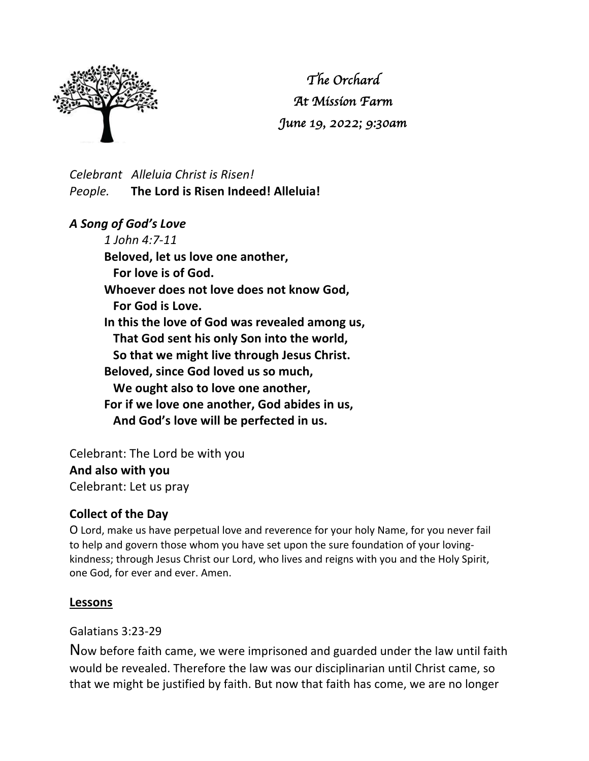*The Orchard*
*At Mission Farm*
*June 19, 2022; 9:30am*

*Celebrant* *Alleluia Christ is Risen!*
*People.* **The Lord is Risen Indeed! Alleluia!**

***A Song of God's Love***

*1 John 4:7-11*

**Beloved, let us love one another,**
**For love is of God.**
**Whoever does not love does not know God,**
**For God is Love.**
**In this the love of God was revealed among us,**
**That God sent his only Son into the world,**
**So that we might live through Jesus Christ.**
**Beloved, since God loved us so much,**
**We ought also to love one another,**
**For if we love one another, God abides in us,**
**And God's love will be perfected in us.**

Celebrant: The Lord be with you
**And also with you**
Celebrant: Let us pray

**Collect of the Day**

O Lord, make us have perpetual love and reverence for your holy Name, for you never fail to help and govern those whom you have set upon the sure foundation of your loving-kindness; through Jesus Christ our Lord, who lives and reigns with you and the Holy Spirit, one God, for ever and ever. Amen.

**Lessons**

Galatians 3:23-29

Now before faith came, we were imprisoned and guarded under the law until faith would be revealed. Therefore the law was our disciplinarian until Christ came, so that we might be justified by faith. But now that faith has come, we are no longer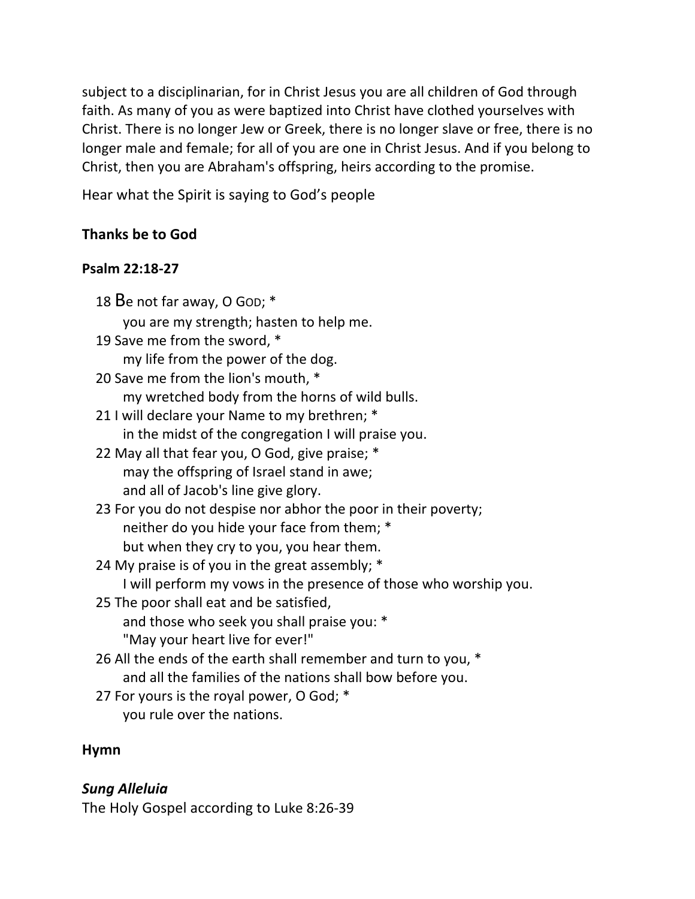subject to a disciplinarian, for in Christ Jesus you are all children of God through faith. As many of you as were baptized into Christ have clothed yourselves with Christ. There is no longer Jew or Greek, there is no longer slave or free, there is no longer male and female; for all of you are one in Christ Jesus. And if you belong to Christ, then you are Abraham's offspring, heirs according to the promise.

Hear what the Spirit is saying to God's people

**Thanks be to God**

**Psalm 22:18-27**

18 Be not far away, O GOD; *
  you are my strength; hasten to help me.
19 Save me from the sword, *
  my life from the power of the dog.
20 Save me from the lion's mouth, *
  my wretched body from the horns of wild bulls.
21 I will declare your Name to my brethren; *
  in the midst of the congregation I will praise you.
22 May all that fear you, O God, give praise; *
  may the offspring of Israel stand in awe;
  and all of Jacob's line give glory.
23 For you do not despise nor abhor the poor in their poverty;
  neither do you hide your face from them; *
  but when they cry to you, you hear them.
24 My praise is of you in the great assembly; *
  I will perform my vows in the presence of those who worship you.
25 The poor shall eat and be satisfied,
  and those who seek you shall praise you: *
  "May your heart live for ever!"
26 All the ends of the earth shall remember and turn to you, *
  and all the families of the nations shall bow before you.
27 For yours is the royal power, O God; *
  you rule over the nations.

**Hymn**

***Sung Alleluia***
The Holy Gospel according to Luke 8:26-39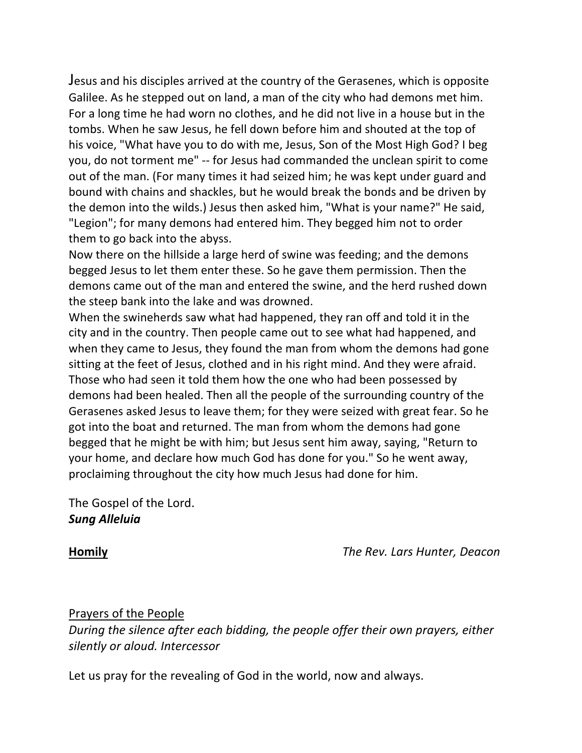Jesus and his disciples arrived at the country of the Gerasenes, which is opposite Galilee. As he stepped out on land, a man of the city who had demons met him. For a long time he had worn no clothes, and he did not live in a house but in the tombs. When he saw Jesus, he fell down before him and shouted at the top of his voice, "What have you to do with me, Jesus, Son of the Most High God? I beg you, do not torment me" -- for Jesus had commanded the unclean spirit to come out of the man. (For many times it had seized him; he was kept under guard and bound with chains and shackles, but he would break the bonds and be driven by the demon into the wilds.) Jesus then asked him, "What is your name?" He said, "Legion"; for many demons had entered him. They begged him not to order them to go back into the abyss.

Now there on the hillside a large herd of swine was feeding; and the demons begged Jesus to let them enter these. So he gave them permission. Then the demons came out of the man and entered the swine, and the herd rushed down the steep bank into the lake and was drowned.

When the swineherds saw what had happened, they ran off and told it in the city and in the country. Then people came out to see what had happened, and when they came to Jesus, they found the man from whom the demons had gone sitting at the feet of Jesus, clothed and in his right mind. And they were afraid. Those who had seen it told them how the one who had been possessed by demons had been healed. Then all the people of the surrounding country of the Gerasenes asked Jesus to leave them; for they were seized with great fear. So he got into the boat and returned. The man from whom the demons had gone begged that he might be with him; but Jesus sent him away, saying, "Return to your home, and declare how much God has done for you." So he went away, proclaiming throughout the city how much Jesus had done for him.

The Gospel of the Lord.
***Sung Alleluia***

**Homily** *The Rev. Lars Hunter, Deacon*

Prayers of the People

*During the silence after each bidding, the people offer their own prayers, either silently or aloud. Intercessor*

Let us pray for the revealing of God in the world, now and always.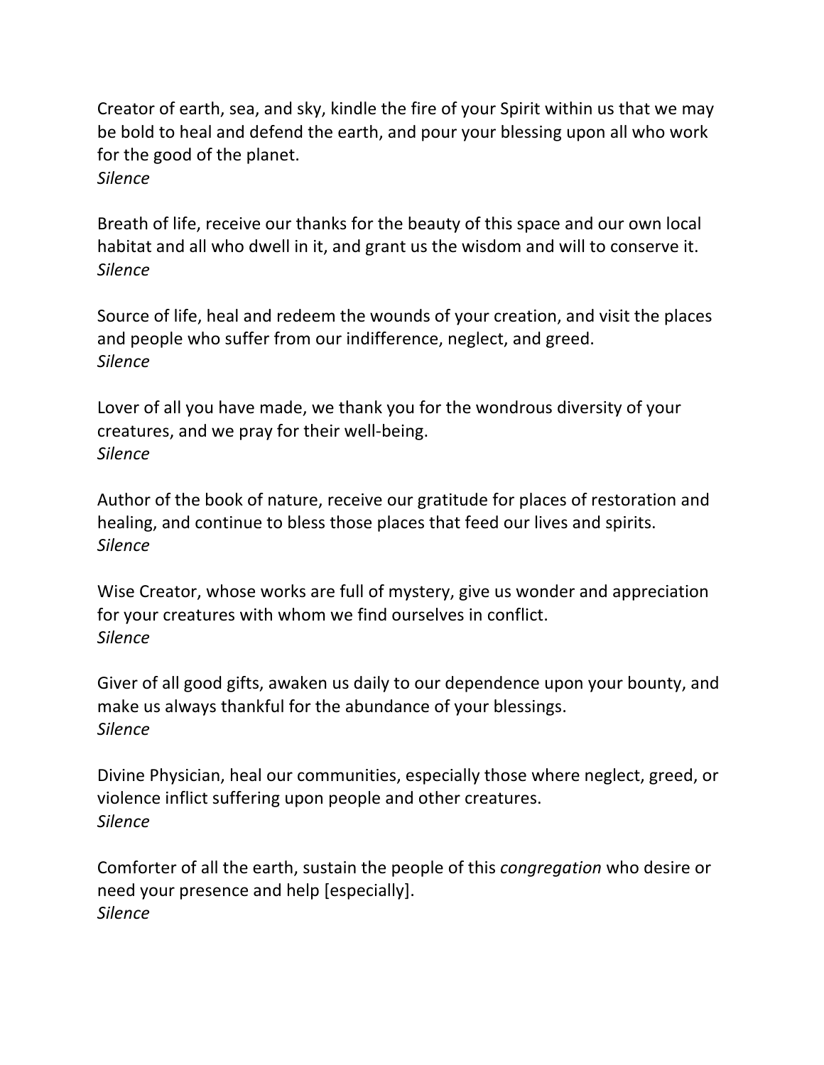Creator of earth, sea, and sky, kindle the fire of your Spirit within us that we may be bold to heal and defend the earth, and pour your blessing upon all who work for the good of the planet.
*Silence*

Breath of life, receive our thanks for the beauty of this space and our own local habitat and all who dwell in it, and grant us the wisdom and will to conserve it.
*Silence*

Source of life, heal and redeem the wounds of your creation, and visit the places and people who suffer from our indifference, neglect, and greed.
*Silence*

Lover of all you have made, we thank you for the wondrous diversity of your creatures, and we pray for their well-being.
*Silence*

Author of the book of nature, receive our gratitude for places of restoration and healing, and continue to bless those places that feed our lives and spirits.
*Silence*

Wise Creator, whose works are full of mystery, give us wonder and appreciation for your creatures with whom we find ourselves in conflict.
*Silence*

Giver of all good gifts, awaken us daily to our dependence upon your bounty, and make us always thankful for the abundance of your blessings.
*Silence*

Divine Physician, heal our communities, especially those where neglect, greed, or violence inflict suffering upon people and other creatures.
*Silence*

Comforter of all the earth, sustain the people of this *congregation* who desire or need your presence and help [especially].
*Silence*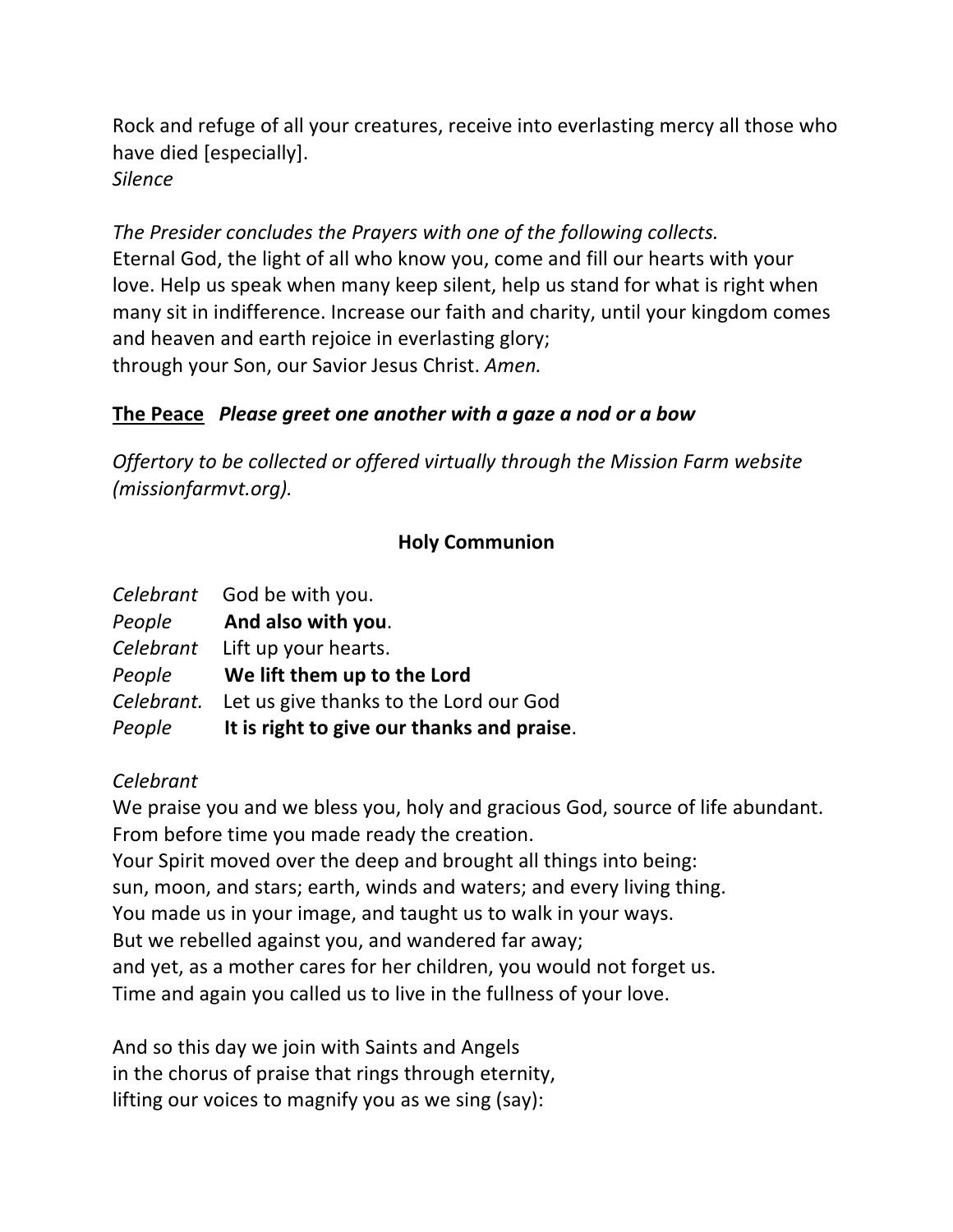Rock and refuge of all your creatures, receive into everlasting mercy all those who have died [especially].
*Silence*

*The Presider concludes the Prayers with one of the following collects.*
Eternal God, the light of all who know you, come and fill our hearts with your love. Help us speak when many keep silent, help us stand for what is right when many sit in indifference. Increase our faith and charity, until your kingdom comes and heaven and earth rejoice in everlasting glory;
through your Son, our Savior Jesus Christ. *Amen.*

**The Peace** ***Please greet one another with a gaze a nod or a bow***

*Offertory to be collected or offered virtually through the Mission Farm website (missionfarmvt.org).*

## Holy Communion

*Celebrant* God be with you.
*People* **And also with you**.
*Celebrant* Lift up your hearts.
*People* **We lift them up to the Lord**
*Celebrant.* Let us give thanks to the Lord our God
*People* **It is right to give our thanks and praise**.

*Celebrant*
We praise you and we bless you, holy and gracious God, source of life abundant.
From before time you made ready the creation.
Your Spirit moved over the deep and brought all things into being:
sun, moon, and stars; earth, winds and waters; and every living thing.
You made us in your image, and taught us to walk in your ways.
But we rebelled against you, and wandered far away;
and yet, as a mother cares for her children, you would not forget us.
Time and again you called us to live in the fullness of your love.

And so this day we join with Saints and Angels
in the chorus of praise that rings through eternity,
lifting our voices to magnify you as we sing (say):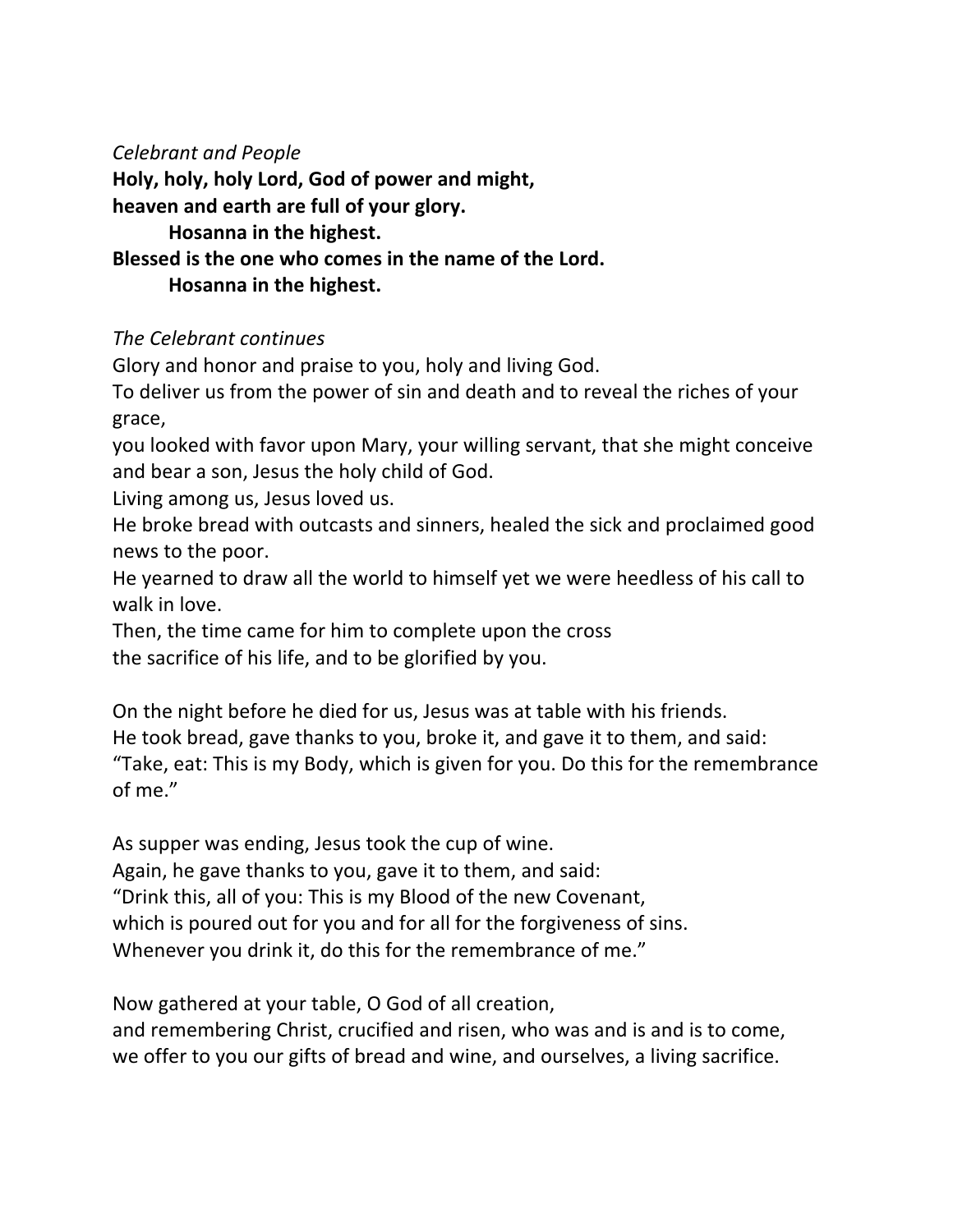*Celebrant and People*

**Holy, holy, holy Lord, God of power and might,**
**heaven and earth are full of your glory.**
**Hosanna in the highest.**
**Blessed is the one who comes in the name of the Lord.**
**Hosanna in the highest.**

*The Celebrant continues*

Glory and honor and praise to you, holy and living God.
To deliver us from the power of sin and death and to reveal the riches of your grace,
you looked with favor upon Mary, your willing servant, that she might conceive and bear a son, Jesus the holy child of God.
Living among us, Jesus loved us.
He broke bread with outcasts and sinners, healed the sick and proclaimed good news to the poor.
He yearned to draw all the world to himself yet we were heedless of his call to walk in love.
Then, the time came for him to complete upon the cross
the sacrifice of his life, and to be glorified by you.

On the night before he died for us, Jesus was at table with his friends.
He took bread, gave thanks to you, broke it, and gave it to them, and said:
"Take, eat: This is my Body, which is given for you. Do this for the remembrance of me."

As supper was ending, Jesus took the cup of wine.
Again, he gave thanks to you, gave it to them, and said:
"Drink this, all of you: This is my Blood of the new Covenant,
which is poured out for you and for all for the forgiveness of sins.
Whenever you drink it, do this for the remembrance of me."

Now gathered at your table, O God of all creation,
and remembering Christ, crucified and risen, who was and is and is to come,
we offer to you our gifts of bread and wine, and ourselves, a living sacrifice.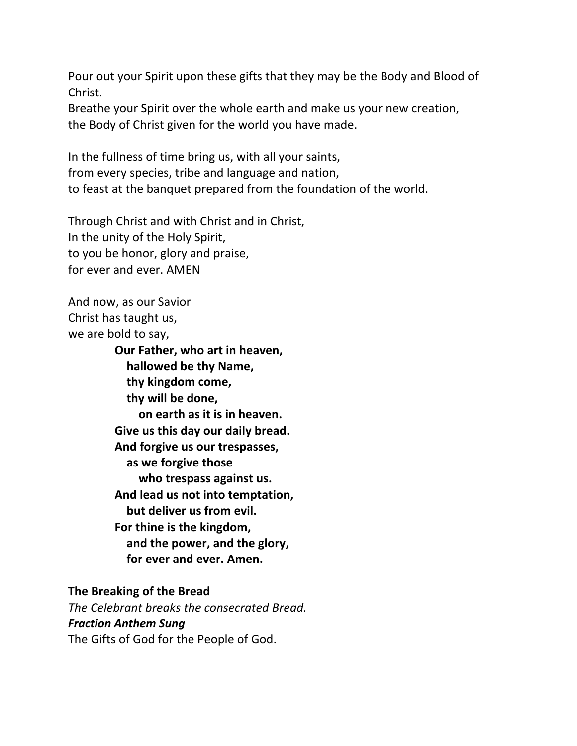Pour out your Spirit upon these gifts that they may be the Body and Blood of Christ.
Breathe your Spirit over the whole earth and make us your new creation,
the Body of Christ given for the world you have made.

In the fullness of time bring us, with all your saints,
from every species, tribe and language and nation,
to feast at the banquet prepared from the foundation of the world.

Through Christ and with Christ and in Christ,
In the unity of the Holy Spirit,
to you be honor, glory and praise,
for ever and ever. AMEN

And now, as our Savior
Christ has taught us,
we are bold to say,

> **Our Father, who art in heaven,**
> **hallowed be thy Name,**
> **thy kingdom come,**
> **thy will be done,**
> **on earth as it is in heaven.**
> **Give us this day our daily bread.**
> **And forgive us our trespasses,**
> **as we forgive those**
> **who trespass against us.**
> **And lead us not into temptation,**
> **but deliver us from evil.**
> **For thine is the kingdom,**
> **and the power, and the glory,**
> **for ever and ever. Amen.**

**The Breaking of the Bread**
*The Celebrant breaks the consecrated Bread.*
***Fraction Anthem Sung***
The Gifts of God for the People of God.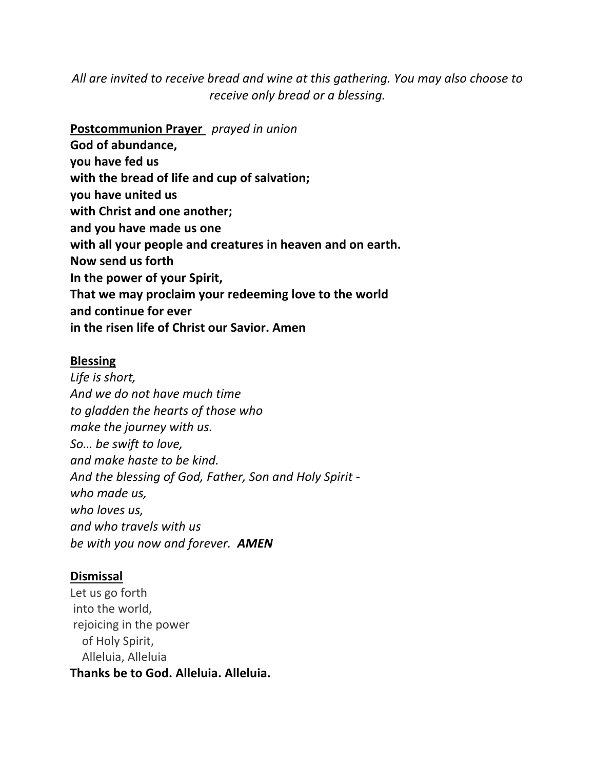*All are invited to receive bread and wine at this gathering. You may also choose to receive only bread or a blessing.*

**Postcommunion Prayer** *prayed in union*

**God of abundance,**
**you have fed us**
**with the bread of life and cup of salvation;**
**you have united us**
**with Christ and one another;**
**and you have made us one**
**with all your people and creatures in heaven and on earth.**
**Now send us forth**
**In the power of your Spirit,**
**That we may proclaim your redeeming love to the world**
**and continue for ever**
**in the risen life of Christ our Savior. Amen**

**Blessing**

*Life is short,*
*And we do not have much time*
*to gladden the hearts of those who*
*make the journey with us.*
*So… be swift to love,*
*and make haste to be kind.*
*And the blessing of God, Father, Son and Holy Spirit -*
*who made us,*
*who loves us,*
*and who travels with us*
*be with you now and forever.* ***AMEN***

**Dismissal**

Let us go forth
into the world,
rejoicing in the power
of Holy Spirit,
Alleluia, Alleluia

**Thanks be to God. Alleluia. Alleluia.**